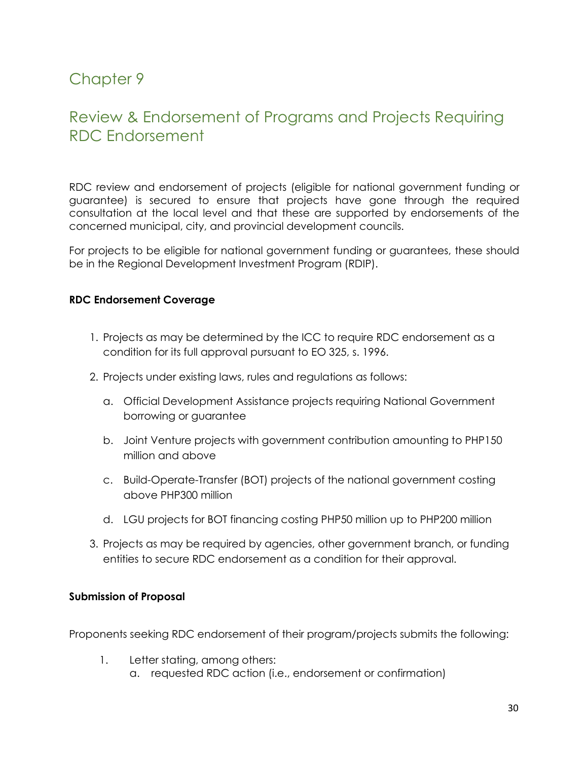# Chapter 9

## Review & Endorsement of Programs and Projects Requiring RDC Endorsement

RDC review and endorsement of projects (eligible for national government funding or guarantee) is secured to ensure that projects have gone through the required consultation at the local level and that these are supported by endorsements of the concerned municipal, city, and provincial development councils.

For projects to be eligible for national government funding or guarantees, these should be in the Regional Development Investment Program (RDIP).

**RDC Endorsement Coverage**

1. Projects as may be determined by the ICC to require RDC endorsement as a condition for its full approval pursuant to EO 325, s. 1996.
2. Projects under existing laws, rules and regulations as follows:
   a. Official Development Assistance projects requiring National Government borrowing or guarantee
   b. Joint Venture projects with government contribution amounting to PHP150 million and above
   c. Build-Operate-Transfer (BOT) projects of the national government costing above PHP300 million
   d. LGU projects for BOT financing costing PHP50 million up to PHP200 million
3. Projects as may be required by agencies, other government branch, or funding entities to secure RDC endorsement as a condition for their approval.

**Submission of Proposal**

Proponents seeking RDC endorsement of their program/projects submits the following:

1. Letter stating, among others:
   a. requested RDC action (i.e., endorsement or confirmation)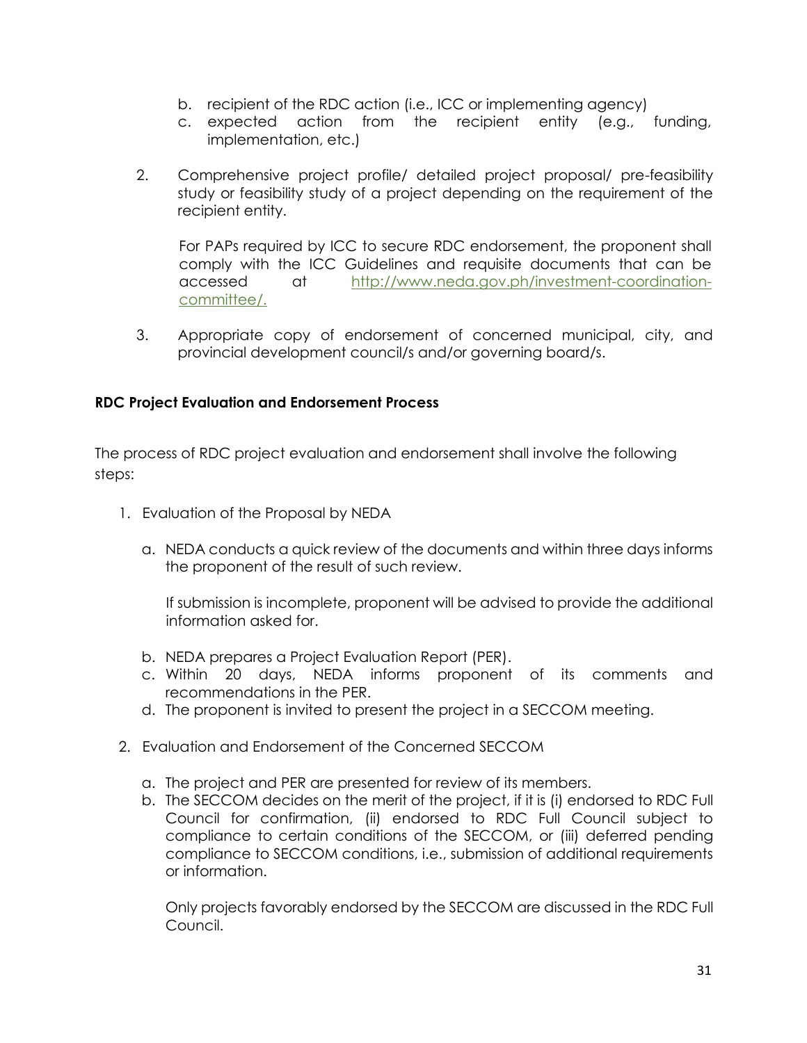b. recipient of the RDC action (i.e., ICC or implementing agency)
c. expected action from the recipient entity (e.g., funding, implementation, etc.)

2. Comprehensive project profile/ detailed project proposal/ pre-feasibility study or feasibility study of a project depending on the requirement of the recipient entity.

   For PAPs required by ICC to secure RDC endorsement, the proponent shall comply with the ICC Guidelines and requisite documents that can be accessed at http://www.neda.gov.ph/investment-coordination-committee/.

3. Appropriate copy of endorsement of concerned municipal, city, and provincial development council/s and/or governing board/s.

**RDC Project Evaluation and Endorsement Process**

The process of RDC project evaluation and endorsement shall involve the following steps:

1. Evaluation of the Proposal by NEDA

   a. NEDA conducts a quick review of the documents and within three days informs the proponent of the result of such review.

      If submission is incomplete, proponent will be advised to provide the additional information asked for.

   b. NEDA prepares a Project Evaluation Report (PER).
   c. Within 20 days, NEDA informs proponent of its comments and recommendations in the PER.
   d. The proponent is invited to present the project in a SECCOM meeting.

2. Evaluation and Endorsement of the Concerned SECCOM

   a. The project and PER are presented for review of its members.
   b. The SECCOM decides on the merit of the project, if it is (i) endorsed to RDC Full Council for confirmation, (ii) endorsed to RDC Full Council subject to compliance to certain conditions of the SECCOM, or (iii) deferred pending compliance to SECCOM conditions, i.e., submission of additional requirements or information.

      Only projects favorably endorsed by the SECCOM are discussed in the RDC Full Council.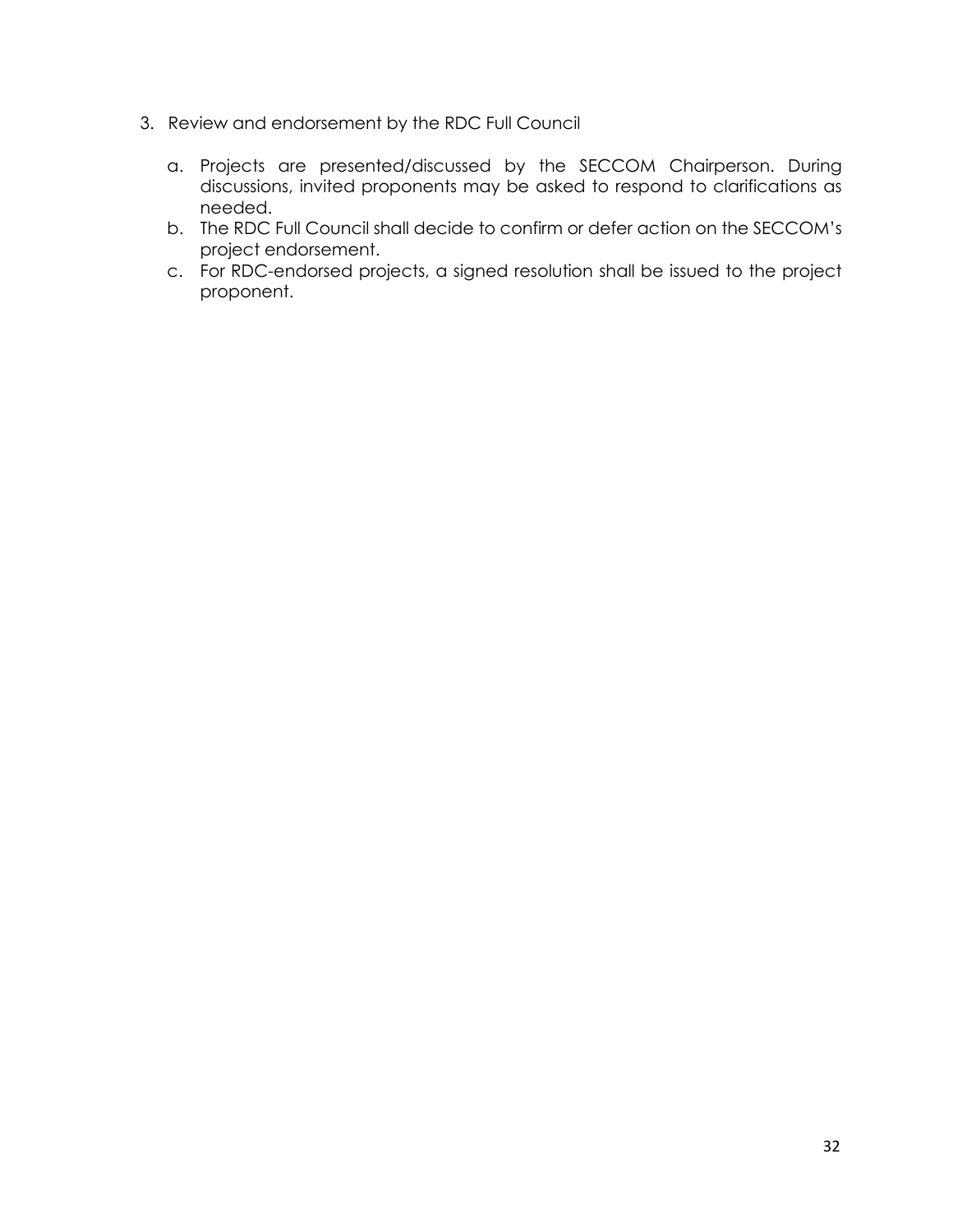3. Review and endorsement by the RDC Full Council

    a. Projects are presented/discussed by the SECCOM Chairperson. During discussions, invited proponents may be asked to respond to clarifications as needed.
    b. The RDC Full Council shall decide to confirm or defer action on the SECCOM's project endorsement.
    c. For RDC-endorsed projects, a signed resolution shall be issued to the project proponent.